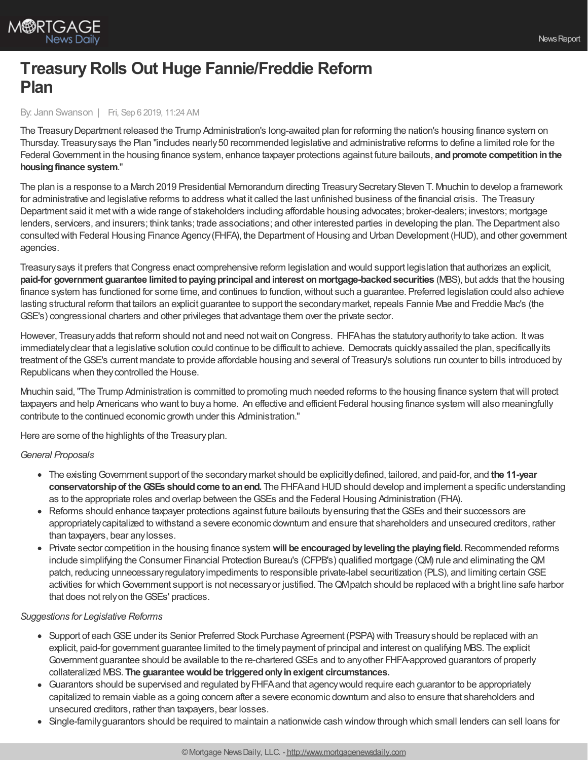# Treasury Rolls Out Huge Fannie/Freddie Reform Plan

By: Jann Swanson | Fri, Sep 6 2019, 11:24 AM

The Treasury Department released the Trump Administration's long-awaited plan for reforming the nation's housing finance system on Thursday. Treasury says the Plan "includes nearly 50 recommended legislative and administrative reforms to define a limited role for the Federal Government in the housing finance system, enhance taxpayer protections against future bailouts, **and promote competition in the housing finance system**."

The plan is a response to a March 2019 Presidential Memorandum directing Treasury Secretary Steven T. Mnuchin to develop a framework for administrative and legislative reforms to address what it called the last unfinished business of the financial crisis. The Treasury Department said it met with a wide range of stakeholders including affordable housing advocates; broker-dealers; investors; mortgage lenders, servicers, and insurers; think tanks; trade associations; and other interested parties in developing the plan. The Department also consulted with Federal Housing Finance Agency (FHFA), the Department of Housing and Urban Development (HUD), and other government agencies.

Treasury says it prefers that Congress enact comprehensive reform legislation and would support legislation that authorizes an explicit, **paid-for government guarantee limited to paying principal and interest on mortgage-backed securities** (MBS), but adds that the housing finance system has functioned for some time, and continues to function, without such a guarantee. Preferred legislation could also achieve lasting structural reform that tailors an explicit guarantee to support the secondary market, repeals Fannie Mae and Freddie Mac's (the GSE's) congressional charters and other privileges that advantage them over the private sector.

However, Treasury adds that reform should not and need not wait on Congress. FHFA has the statutory authority to take action. It was immediately clear that a legislative solution could continue to be difficult to achieve. Democrats quickly assailed the plan, specifically its treatment of the GSE's current mandate to provide affordable housing and several of Treasury's solutions run counter to bills introduced by Republicans when they controlled the House.

Mnuchin said, "The Trump Administration is committed to promoting much needed reforms to the housing finance system that will protect taxpayers and help Americans who want to buy a home. An effective and efficient Federal housing finance system will also meaningfully contribute to the continued economic growth under this Administration."

Here are some of the highlights of the Treasury plan.

*General Proposals*

- The existing Government support of the secondary market should be explicitly defined, tailored, and paid-for, and **the 11-year conservatorship of the GSEs should come to an end.** The FHFA and HUD should develop and implement a specific understanding as to the appropriate roles and overlap between the GSEs and the Federal Housing Administration (FHA).
- Reforms should enhance taxpayer protections against future bailouts by ensuring that the GSEs and their successors are appropriately capitalized to withstand a severe economic downturn and ensure that shareholders and unsecured creditors, rather than taxpayers, bear any losses.
- Private sector competition in the housing finance system **will be encouraged by leveling the playing field.** Recommended reforms include simplifying the Consumer Financial Protection Bureau's (CFPB's) qualified mortgage (QM) rule and eliminating the QM patch, reducing unnecessary regulatory impediments to responsible private-label securitization (PLS), and limiting certain GSE activities for which Government support is not necessary or justified. The QM patch should be replaced with a bright line safe harbor that does not rely on the GSEs' practices.

*Suggestions for Legislative Reforms*

- Support of each GSE under its Senior Preferred Stock Purchase Agreement (PSPA) with Treasury should be replaced with an explicit, paid-for government guarantee limited to the timely payment of principal and interest on qualifying MBS. The explicit Government guarantee should be available to the re-chartered GSEs and to any other FHFA-approved guarantors of properly collateralized MBS. **The guarantee would be triggered only in exigent circumstances.**
- Guarantors should be supervised and regulated by FHFA and that agency would require each guarantor to be appropriately capitalized to remain viable as a going concern after a severe economic downturn and also to ensure that shareholders and unsecured creditors, rather than taxpayers, bear losses.
- Single-family guarantors should be required to maintain a nationwide cash window through which small lenders can sell loans for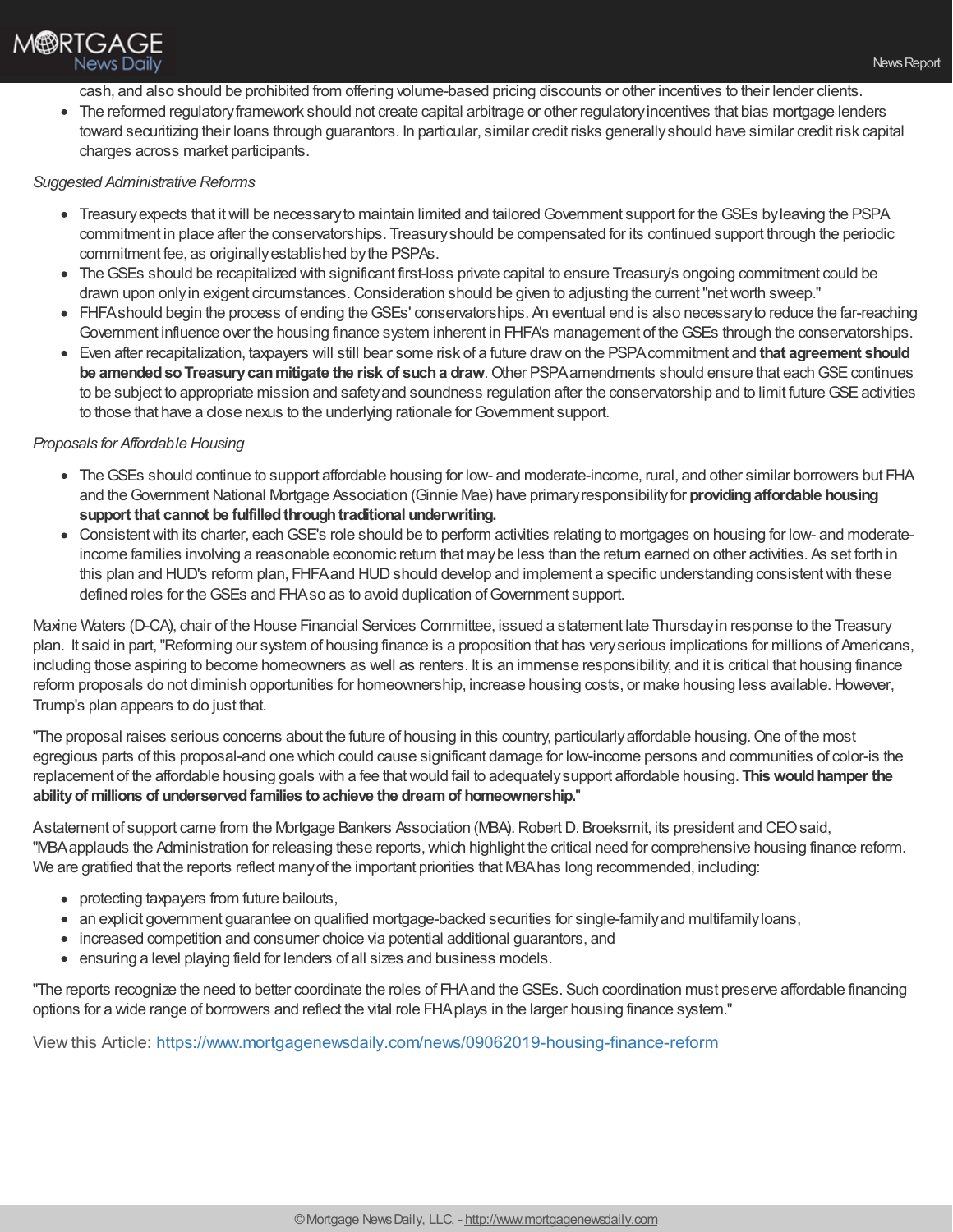- cash, and also should be prohibited from offering volume-based pricing discounts or other incentives to their lender clients.
- The reformed regulatory framework should not create capital arbitrage or other regulatory incentives that bias mortgage lenders toward securitizing their loans through guarantors. In particular, similar credit risks generally should have similar credit risk capital charges across market participants.

*Suggested Administrative Reforms*

- Treasury expects that it will be necessary to maintain limited and tailored Government support for the GSEs by leaving the PSPA commitment in place after the conservatorships. Treasury should be compensated for its continued support through the periodic commitment fee, as originally established by the PSPAs.
- The GSEs should be recapitalized with significant first-loss private capital to ensure Treasury's ongoing commitment could be drawn upon only in exigent circumstances. Consideration should be given to adjusting the current "net worth sweep."
- FHFA should begin the process of ending the GSEs' conservatorships. An eventual end is also necessary to reduce the far-reaching Government influence over the housing finance system inherent in FHFA's management of the GSEs through the conservatorships.
- Even after recapitalization, taxpayers will still bear some risk of a future draw on the PSPA commitment and **that agreement should be amended so Treasury can mitigate the risk of such a draw**. Other PSPA amendments should ensure that each GSE continues to be subject to appropriate mission and safety and soundness regulation after the conservatorship and to limit future GSE activities to those that have a close nexus to the underlying rationale for Government support.

*Proposals for Affordable Housing*

- The GSEs should continue to support affordable housing for low- and moderate-income, rural, and other similar borrowers but FHA and the Government National Mortgage Association (Ginnie Mae) have primary responsibility for **providing affordable housing support that cannot be fulfilled through traditional underwriting.**
- Consistent with its charter, each GSE's role should be to perform activities relating to mortgages on housing for low- and moderate-income families involving a reasonable economic return that may be less than the return earned on other activities. As set forth in this plan and HUD's reform plan, FHFA and HUD should develop and implement a specific understanding consistent with these defined roles for the GSEs and FHA so as to avoid duplication of Government support.

Maxine Waters (D-CA), chair of the House Financial Services Committee, issued a statement late Thursday in response to the Treasury plan. It said in part, "Reforming our system of housing finance is a proposition that has very serious implications for millions of Americans, including those aspiring to become homeowners as well as renters. It is an immense responsibility, and it is critical that housing finance reform proposals do not diminish opportunities for homeownership, increase housing costs, or make housing less available. However, Trump's plan appears to do just that.

"The proposal raises serious concerns about the future of housing in this country, particularly affordable housing. One of the most egregious parts of this proposal-and one which could cause significant damage for low-income persons and communities of color-is the replacement of the affordable housing goals with a fee that would fail to adequately support affordable housing. **This would hamper the ability of millions of underserved families to achieve the dream of homeownership.**"

A statement of support came from the Mortgage Bankers Association (MBA). Robert D. Broeksmit, its president and CEO said, "MBA applauds the Administration for releasing these reports, which highlight the critical need for comprehensive housing finance reform. We are gratified that the reports reflect many of the important priorities that MBA has long recommended, including:

- protecting taxpayers from future bailouts,
- an explicit government guarantee on qualified mortgage-backed securities for single-family and multifamily loans,
- increased competition and consumer choice via potential additional guarantors, and
- ensuring a level playing field for lenders of all sizes and business models.

"The reports recognize the need to better coordinate the roles of FHA and the GSEs. Such coordination must preserve affordable financing options for a wide range of borrowers and reflect the vital role FHA plays in the larger housing finance system."

View this Article: https://www.mortgagenewsdaily.com/news/09062019-housing-finance-reform